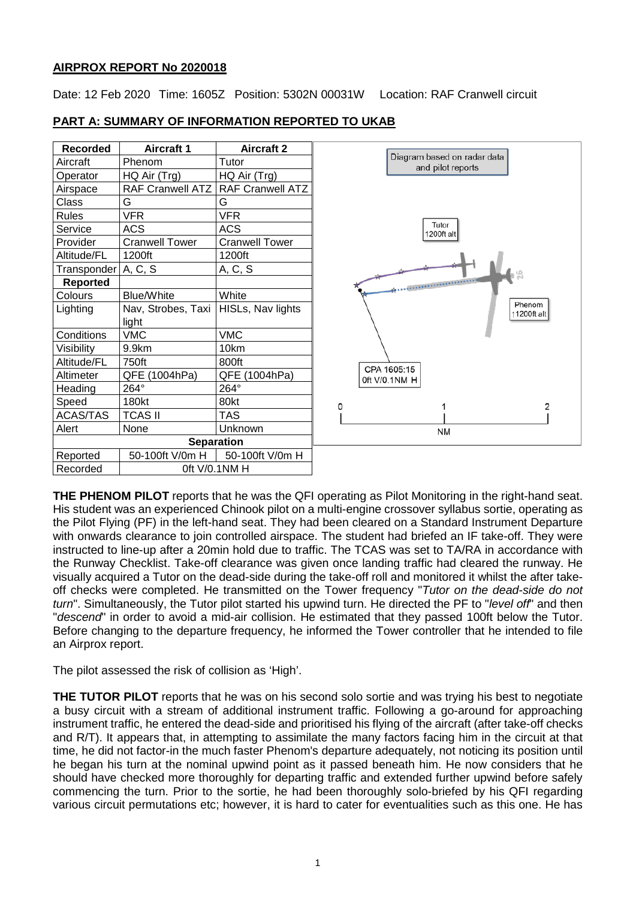**AIRPROX REPORT No 2020018**

Date: 12 Feb 2020 Time: 1605Z Position: 5302N 00031W Location: RAF Cranwell circuit

## PART A: SUMMARY OF INFORMATION REPORTED TO UKAB

| Recorded | Aircraft 1 | Aircraft 2 |
|---|---|---|
| Aircraft | Phenom | Tutor |
| Operator | HQ Air (Trg) | HQ Air (Trg) |
| Airspace | RAF Cranwell ATZ | RAF Cranwell ATZ |
| Class | G | G |
| Rules | VFR | VFR |
| Service | ACS | ACS |
| Provider | Cranwell Tower | Cranwell Tower |
| Altitude/FL | 1200ft | 1200ft |
| Transponder | A, C, S | A, C, S |
| **Reported** | | |
| Colours | Blue/White | White |
| Lighting | Nav, Strobes, Taxi light | HISLs, Nav lights |
| Conditions | VMC | VMC |
| Visibility | 9.9km | 10km |
| Altitude/FL | 750ft | 800ft |
| Altimeter | QFE (1004hPa) | QFE (1004hPa) |
| Heading | 264° | 264° |
| Speed | 180kt | 80kt |
| ACAS/TAS | TCAS II | TAS |
| Alert | None | Unknown |
| **Separation** | | |
| Reported | 50-100ft V/0m H | 50-100ft V/0m H |
| Recorded | 0ft V/0.1NM H | |

Diagram based on radar data and pilot reports

Tutor 1200ft alt

Phenom ↑1200ft alt

CPA 1605:15 0ft V/0.1NM H

**THE PHENOM PILOT** reports that he was the QFI operating as Pilot Monitoring in the right-hand seat. His student was an experienced Chinook pilot on a multi-engine crossover syllabus sortie, operating as the Pilot Flying (PF) in the left-hand seat. They had been cleared on a Standard Instrument Departure with onwards clearance to join controlled airspace. The student had briefed an IF take-off. They were instructed to line-up after a 20min hold due to traffic. The TCAS was set to TA/RA in accordance with the Runway Checklist. Take-off clearance was given once landing traffic had cleared the runway. He visually acquired a Tutor on the dead-side during the take-off roll and monitored it whilst the after take-off checks were completed. He transmitted on the Tower frequency "*Tutor on the dead-side do not turn*". Simultaneously, the Tutor pilot started his upwind turn. He directed the PF to "*level off*" and then "*descend*" in order to avoid a mid-air collision. He estimated that they passed 100ft below the Tutor. Before changing to the departure frequency, he informed the Tower controller that he intended to file an Airprox report.

The pilot assessed the risk of collision as 'High'.

**THE TUTOR PILOT** reports that he was on his second solo sortie and was trying his best to negotiate a busy circuit with a stream of additional instrument traffic. Following a go-around for approaching instrument traffic, he entered the dead-side and prioritised his flying of the aircraft (after take-off checks and R/T). It appears that, in attempting to assimilate the many factors facing him in the circuit at that time, he did not factor-in the much faster Phenom's departure adequately, not noticing its position until he began his turn at the nominal upwind point as it passed beneath him. He now considers that he should have checked more thoroughly for departing traffic and extended further upwind before safely commencing the turn. Prior to the sortie, he had been thoroughly solo-briefed by his QFI regarding various circuit permutations etc; however, it is hard to cater for eventualities such as this one. He has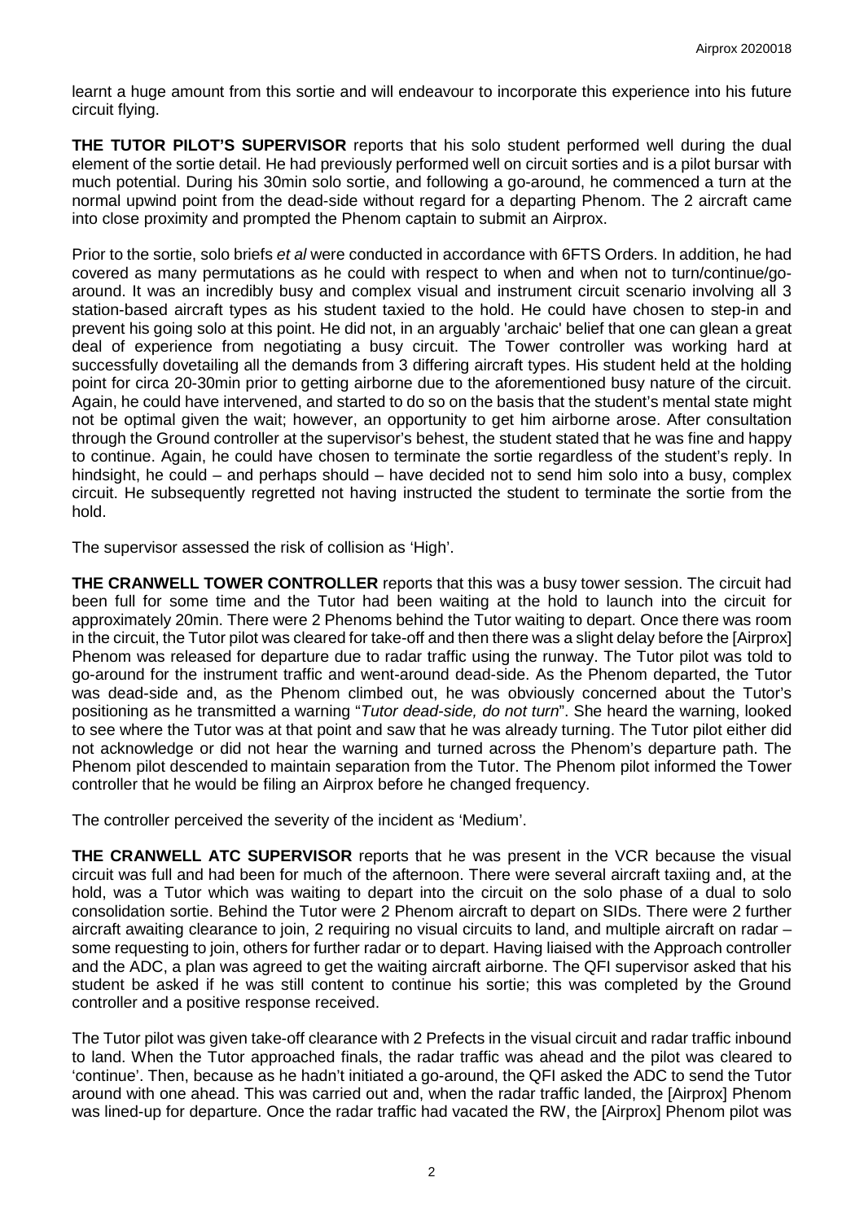learnt a huge amount from this sortie and will endeavour to incorporate this experience into his future circuit flying.

**THE TUTOR PILOT'S SUPERVISOR** reports that his solo student performed well during the dual element of the sortie detail. He had previously performed well on circuit sorties and is a pilot bursar with much potential. During his 30min solo sortie, and following a go-around, he commenced a turn at the normal upwind point from the dead-side without regard for a departing Phenom. The 2 aircraft came into close proximity and prompted the Phenom captain to submit an Airprox.

Prior to the sortie, solo briefs *et al* were conducted in accordance with 6FTS Orders. In addition, he had covered as many permutations as he could with respect to when and when not to turn/continue/go-around. It was an incredibly busy and complex visual and instrument circuit scenario involving all 3 station-based aircraft types as his student taxied to the hold. He could have chosen to step-in and prevent his going solo at this point. He did not, in an arguably 'archaic' belief that one can glean a great deal of experience from negotiating a busy circuit. The Tower controller was working hard at successfully dovetailing all the demands from 3 differing aircraft types. His student held at the holding point for circa 20-30min prior to getting airborne due to the aforementioned busy nature of the circuit. Again, he could have intervened, and started to do so on the basis that the student's mental state might not be optimal given the wait; however, an opportunity to get him airborne arose. After consultation through the Ground controller at the supervisor's behest, the student stated that he was fine and happy to continue. Again, he could have chosen to terminate the sortie regardless of the student's reply. In hindsight, he could – and perhaps should – have decided not to send him solo into a busy, complex circuit. He subsequently regretted not having instructed the student to terminate the sortie from the hold.

The supervisor assessed the risk of collision as 'High'.

**THE CRANWELL TOWER CONTROLLER** reports that this was a busy tower session. The circuit had been full for some time and the Tutor had been waiting at the hold to launch into the circuit for approximately 20min. There were 2 Phenoms behind the Tutor waiting to depart. Once there was room in the circuit, the Tutor pilot was cleared for take-off and then there was a slight delay before the [Airprox] Phenom was released for departure due to radar traffic using the runway. The Tutor pilot was told to go-around for the instrument traffic and went-around dead-side. As the Phenom departed, the Tutor was dead-side and, as the Phenom climbed out, he was obviously concerned about the Tutor's positioning as he transmitted a warning "*Tutor dead-side, do not turn*". She heard the warning, looked to see where the Tutor was at that point and saw that he was already turning. The Tutor pilot either did not acknowledge or did not hear the warning and turned across the Phenom's departure path. The Phenom pilot descended to maintain separation from the Tutor. The Phenom pilot informed the Tower controller that he would be filing an Airprox before he changed frequency.

The controller perceived the severity of the incident as 'Medium'.

**THE CRANWELL ATC SUPERVISOR** reports that he was present in the VCR because the visual circuit was full and had been for much of the afternoon. There were several aircraft taxiing and, at the hold, was a Tutor which was waiting to depart into the circuit on the solo phase of a dual to solo consolidation sortie. Behind the Tutor were 2 Phenom aircraft to depart on SIDs. There were 2 further aircraft awaiting clearance to join, 2 requiring no visual circuits to land, and multiple aircraft on radar – some requesting to join, others for further radar or to depart. Having liaised with the Approach controller and the ADC, a plan was agreed to get the waiting aircraft airborne. The QFI supervisor asked that his student be asked if he was still content to continue his sortie; this was completed by the Ground controller and a positive response received.

The Tutor pilot was given take-off clearance with 2 Prefects in the visual circuit and radar traffic inbound to land. When the Tutor approached finals, the radar traffic was ahead and the pilot was cleared to 'continue'. Then, because as he hadn't initiated a go-around, the QFI asked the ADC to send the Tutor around with one ahead. This was carried out and, when the radar traffic landed, the [Airprox] Phenom was lined-up for departure. Once the radar traffic had vacated the RW, the [Airprox] Phenom pilot was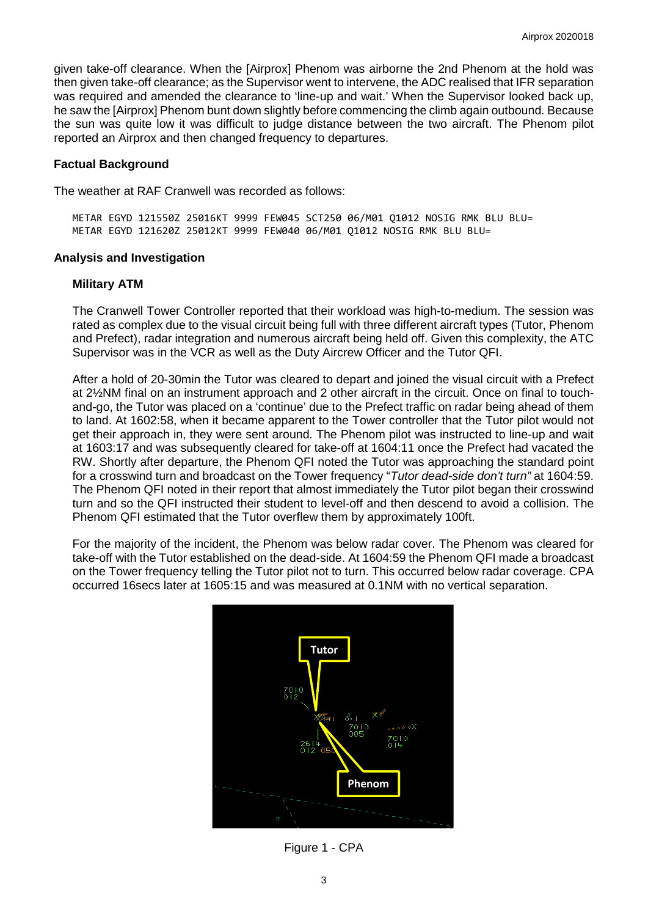given take-off clearance. When the [Airprox] Phenom was airborne the 2nd Phenom at the hold was then given take-off clearance; as the Supervisor went to intervene, the ADC realised that IFR separation was required and amended the clearance to 'line-up and wait.' When the Supervisor looked back up, he saw the [Airprox] Phenom bunt down slightly before commencing the climb again outbound. Because the sun was quite low it was difficult to judge distance between the two aircraft. The Phenom pilot reported an Airprox and then changed frequency to departures.

### Factual Background

The weather at RAF Cranwell was recorded as follows:

```
METAR EGYD 121550Z 25016KT 9999 FEW045 SCT250 06/M01 Q1012 NOSIG RMK BLU BLU=
METAR EGYD 121620Z 25012KT 9999 FEW040 06/M01 Q1012 NOSIG RMK BLU BLU=
```

### Analysis and Investigation

#### Military ATM

The Cranwell Tower Controller reported that their workload was high-to-medium. The session was rated as complex due to the visual circuit being full with three different aircraft types (Tutor, Phenom and Prefect), radar integration and numerous aircraft being held off. Given this complexity, the ATC Supervisor was in the VCR as well as the Duty Aircrew Officer and the Tutor QFI.

After a hold of 20-30min the Tutor was cleared to depart and joined the visual circuit with a Prefect at 2½NM final on an instrument approach and 2 other aircraft in the circuit. Once on final to touch-and-go, the Tutor was placed on a 'continue' due to the Prefect traffic on radar being ahead of them to land. At 1602:58, when it became apparent to the Tower controller that the Tutor pilot would not get their approach in, they were sent around. The Phenom pilot was instructed to line-up and wait at 1603:17 and was subsequently cleared for take-off at 1604:11 once the Prefect had vacated the RW. Shortly after departure, the Phenom QFI noted the Tutor was approaching the standard point for a crosswind turn and broadcast on the Tower frequency "*Tutor dead-side don't turn"* at 1604:59. The Phenom QFI noted in their report that almost immediately the Tutor pilot began their crosswind turn and so the QFI instructed their student to level-off and then descend to avoid a collision. The Phenom QFI estimated that the Tutor overflew them by approximately 100ft.

For the majority of the incident, the Phenom was below radar cover. The Phenom was cleared for take-off with the Tutor established on the dead-side. At 1604:59 the Phenom QFI made a broadcast on the Tower frequency telling the Tutor pilot not to turn. This occurred below radar coverage. CPA occurred 16secs later at 1605:15 and was measured at 0.1NM with no vertical separation.

Figure 1 - CPA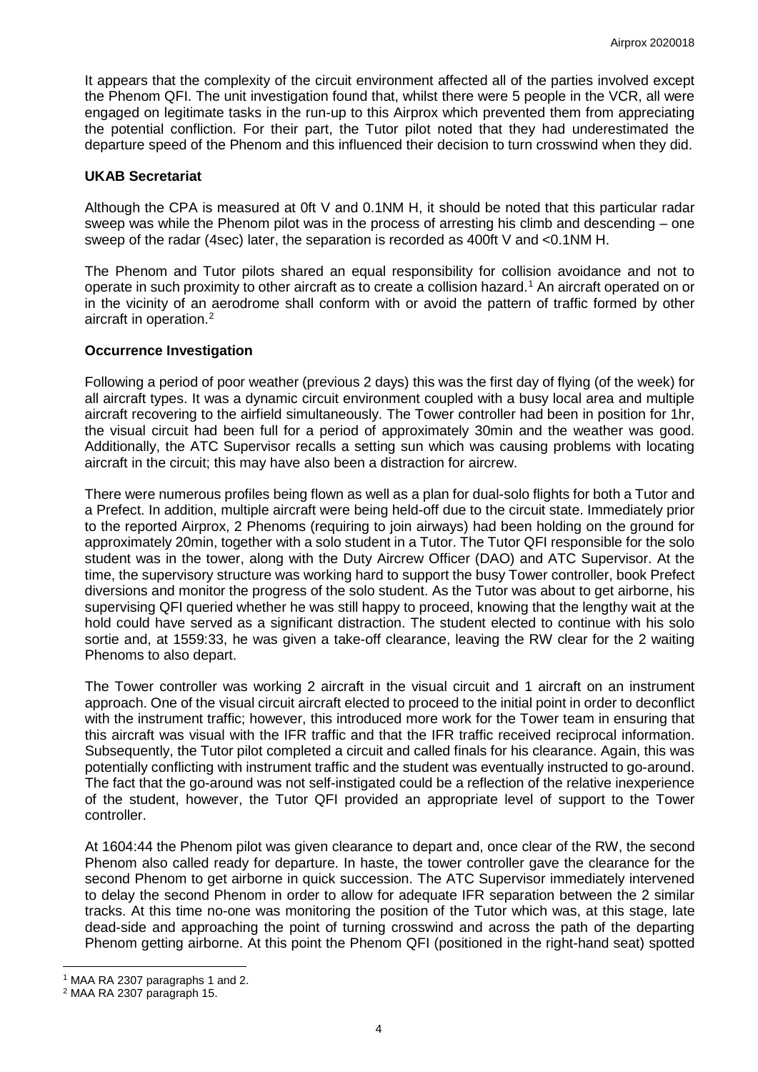It appears that the complexity of the circuit environment affected all of the parties involved except the Phenom QFI. The unit investigation found that, whilst there were 5 people in the VCR, all were engaged on legitimate tasks in the run-up to this Airprox which prevented them from appreciating the potential confliction. For their part, the Tutor pilot noted that they had underestimated the departure speed of the Phenom and this influenced their decision to turn crosswind when they did.

### UKAB Secretariat

Although the CPA is measured at 0ft V and 0.1NM H, it should be noted that this particular radar sweep was while the Phenom pilot was in the process of arresting his climb and descending – one sweep of the radar (4sec) later, the separation is recorded as 400ft V and <0.1NM H.

The Phenom and Tutor pilots shared an equal responsibility for collision avoidance and not to operate in such proximity to other aircraft as to create a collision hazard.[1] An aircraft operated on or in the vicinity of an aerodrome shall conform with or avoid the pattern of traffic formed by other aircraft in operation.[2]

### Occurrence Investigation

Following a period of poor weather (previous 2 days) this was the first day of flying (of the week) for all aircraft types. It was a dynamic circuit environment coupled with a busy local area and multiple aircraft recovering to the airfield simultaneously. The Tower controller had been in position for 1hr, the visual circuit had been full for a period of approximately 30min and the weather was good. Additionally, the ATC Supervisor recalls a setting sun which was causing problems with locating aircraft in the circuit; this may have also been a distraction for aircrew.

There were numerous profiles being flown as well as a plan for dual-solo flights for both a Tutor and a Prefect. In addition, multiple aircraft were being held-off due to the circuit state. Immediately prior to the reported Airprox, 2 Phenoms (requiring to join airways) had been holding on the ground for approximately 20min, together with a solo student in a Tutor. The Tutor QFI responsible for the solo student was in the tower, along with the Duty Aircrew Officer (DAO) and ATC Supervisor. At the time, the supervisory structure was working hard to support the busy Tower controller, book Prefect diversions and monitor the progress of the solo student. As the Tutor was about to get airborne, his supervising QFI queried whether he was still happy to proceed, knowing that the lengthy wait at the hold could have served as a significant distraction. The student elected to continue with his solo sortie and, at 1559:33, he was given a take-off clearance, leaving the RW clear for the 2 waiting Phenoms to also depart.

The Tower controller was working 2 aircraft in the visual circuit and 1 aircraft on an instrument approach. One of the visual circuit aircraft elected to proceed to the initial point in order to deconflict with the instrument traffic; however, this introduced more work for the Tower team in ensuring that this aircraft was visual with the IFR traffic and that the IFR traffic received reciprocal information. Subsequently, the Tutor pilot completed a circuit and called finals for his clearance. Again, this was potentially conflicting with instrument traffic and the student was eventually instructed to go-around. The fact that the go-around was not self-instigated could be a reflection of the relative inexperience of the student, however, the Tutor QFI provided an appropriate level of support to the Tower controller.

At 1604:44 the Phenom pilot was given clearance to depart and, once clear of the RW, the second Phenom also called ready for departure. In haste, the tower controller gave the clearance for the second Phenom to get airborne in quick succession. The ATC Supervisor immediately intervened to delay the second Phenom in order to allow for adequate IFR separation between the 2 similar tracks. At this time no-one was monitoring the position of the Tutor which was, at this stage, late dead-side and approaching the point of turning crosswind and across the path of the departing Phenom getting airborne. At this point the Phenom QFI (positioned in the right-hand seat) spotted

---

[1] MAA RA 2307 paragraphs 1 and 2.

[2] MAA RA 2307 paragraph 15.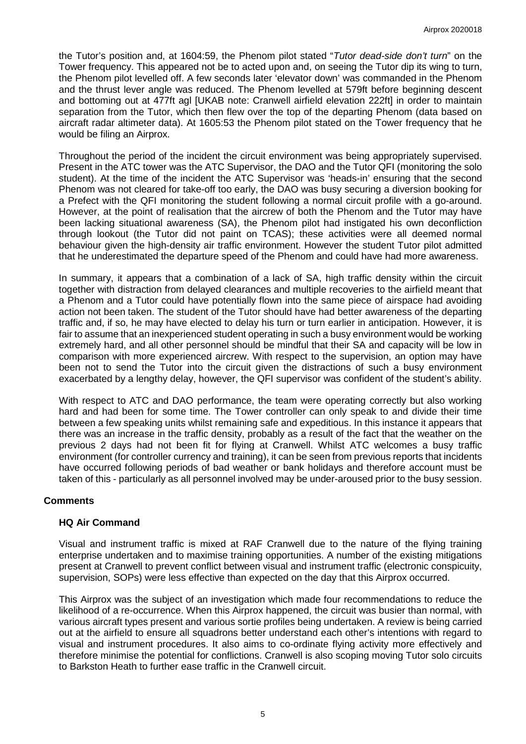the Tutor's position and, at 1604:59, the Phenom pilot stated "*Tutor dead-side don't turn*" on the Tower frequency. This appeared not be to acted upon and, on seeing the Tutor dip its wing to turn, the Phenom pilot levelled off. A few seconds later 'elevator down' was commanded in the Phenom and the thrust lever angle was reduced. The Phenom levelled at 579ft before beginning descent and bottoming out at 477ft agl [UKAB note: Cranwell airfield elevation 222ft] in order to maintain separation from the Tutor, which then flew over the top of the departing Phenom (data based on aircraft radar altimeter data). At 1605:53 the Phenom pilot stated on the Tower frequency that he would be filing an Airprox.

Throughout the period of the incident the circuit environment was being appropriately supervised. Present in the ATC tower was the ATC Supervisor, the DAO and the Tutor QFI (monitoring the solo student). At the time of the incident the ATC Supervisor was 'heads-in' ensuring that the second Phenom was not cleared for take-off too early, the DAO was busy securing a diversion booking for a Prefect with the QFI monitoring the student following a normal circuit profile with a go-around. However, at the point of realisation that the aircrew of both the Phenom and the Tutor may have been lacking situational awareness (SA), the Phenom pilot had instigated his own deconfliction through lookout (the Tutor did not paint on TCAS); these activities were all deemed normal behaviour given the high-density air traffic environment. However the student Tutor pilot admitted that he underestimated the departure speed of the Phenom and could have had more awareness.

In summary, it appears that a combination of a lack of SA, high traffic density within the circuit together with distraction from delayed clearances and multiple recoveries to the airfield meant that a Phenom and a Tutor could have potentially flown into the same piece of airspace had avoiding action not been taken. The student of the Tutor should have had better awareness of the departing traffic and, if so, he may have elected to delay his turn or turn earlier in anticipation. However, it is fair to assume that an inexperienced student operating in such a busy environment would be working extremely hard, and all other personnel should be mindful that their SA and capacity will be low in comparison with more experienced aircrew. With respect to the supervision, an option may have been not to send the Tutor into the circuit given the distractions of such a busy environment exacerbated by a lengthy delay, however, the QFI supervisor was confident of the student's ability.

With respect to ATC and DAO performance, the team were operating correctly but also working hard and had been for some time. The Tower controller can only speak to and divide their time between a few speaking units whilst remaining safe and expeditious. In this instance it appears that there was an increase in the traffic density, probably as a result of the fact that the weather on the previous 2 days had not been fit for flying at Cranwell. Whilst ATC welcomes a busy traffic environment (for controller currency and training), it can be seen from previous reports that incidents have occurred following periods of bad weather or bank holidays and therefore account must be taken of this - particularly as all personnel involved may be under-aroused prior to the busy session.

## Comments

### HQ Air Command

Visual and instrument traffic is mixed at RAF Cranwell due to the nature of the flying training enterprise undertaken and to maximise training opportunities. A number of the existing mitigations present at Cranwell to prevent conflict between visual and instrument traffic (electronic conspicuity, supervision, SOPs) were less effective than expected on the day that this Airprox occurred.

This Airprox was the subject of an investigation which made four recommendations to reduce the likelihood of a re-occurrence. When this Airprox happened, the circuit was busier than normal, with various aircraft types present and various sortie profiles being undertaken. A review is being carried out at the airfield to ensure all squadrons better understand each other's intentions with regard to visual and instrument procedures. It also aims to co-ordinate flying activity more effectively and therefore minimise the potential for conflictions. Cranwell is also scoping moving Tutor solo circuits to Barkston Heath to further ease traffic in the Cranwell circuit.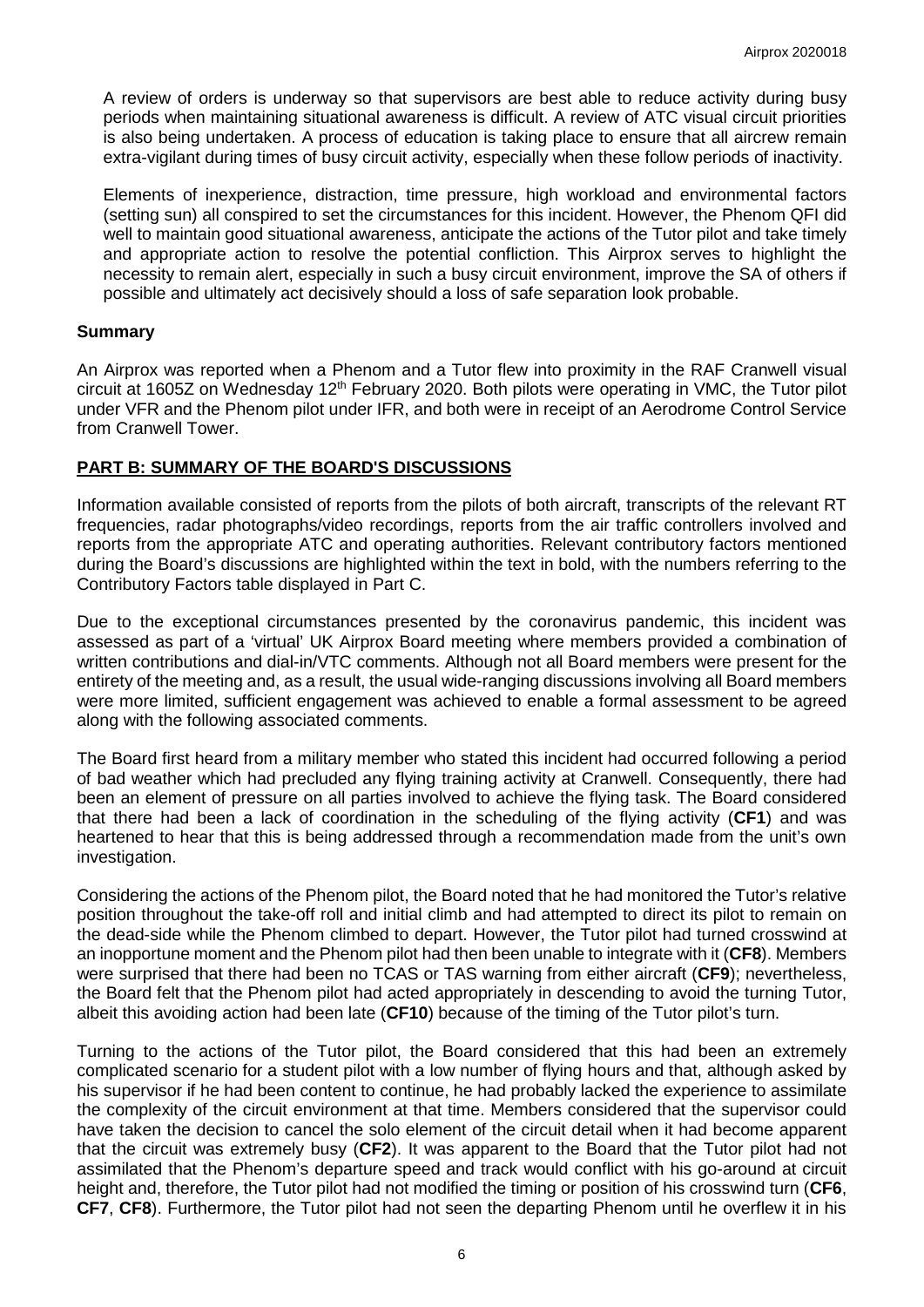A review of orders is underway so that supervisors are best able to reduce activity during busy periods when maintaining situational awareness is difficult. A review of ATC visual circuit priorities is also being undertaken. A process of education is taking place to ensure that all aircrew remain extra-vigilant during times of busy circuit activity, especially when these follow periods of inactivity.

Elements of inexperience, distraction, time pressure, high workload and environmental factors (setting sun) all conspired to set the circumstances for this incident. However, the Phenom QFI did well to maintain good situational awareness, anticipate the actions of the Tutor pilot and take timely and appropriate action to resolve the potential confliction. This Airprox serves to highlight the necessity to remain alert, especially in such a busy circuit environment, improve the SA of others if possible and ultimately act decisively should a loss of safe separation look probable.

## Summary

An Airprox was reported when a Phenom and a Tutor flew into proximity in the RAF Cranwell visual circuit at 1605Z on Wednesday 12th February 2020. Both pilots were operating in VMC, the Tutor pilot under VFR and the Phenom pilot under IFR, and both were in receipt of an Aerodrome Control Service from Cranwell Tower.

## PART B: SUMMARY OF THE BOARD'S DISCUSSIONS

Information available consisted of reports from the pilots of both aircraft, transcripts of the relevant RT frequencies, radar photographs/video recordings, reports from the air traffic controllers involved and reports from the appropriate ATC and operating authorities. Relevant contributory factors mentioned during the Board's discussions are highlighted within the text in bold, with the numbers referring to the Contributory Factors table displayed in Part C.

Due to the exceptional circumstances presented by the coronavirus pandemic, this incident was assessed as part of a 'virtual' UK Airprox Board meeting where members provided a combination of written contributions and dial-in/VTC comments. Although not all Board members were present for the entirety of the meeting and, as a result, the usual wide-ranging discussions involving all Board members were more limited, sufficient engagement was achieved to enable a formal assessment to be agreed along with the following associated comments.

The Board first heard from a military member who stated this incident had occurred following a period of bad weather which had precluded any flying training activity at Cranwell. Consequently, there had been an element of pressure on all parties involved to achieve the flying task. The Board considered that there had been a lack of coordination in the scheduling of the flying activity (**CF1**) and was heartened to hear that this is being addressed through a recommendation made from the unit's own investigation.

Considering the actions of the Phenom pilot, the Board noted that he had monitored the Tutor's relative position throughout the take-off roll and initial climb and had attempted to direct its pilot to remain on the dead-side while the Phenom climbed to depart. However, the Tutor pilot had turned crosswind at an inopportune moment and the Phenom pilot had then been unable to integrate with it (**CF8**). Members were surprised that there had been no TCAS or TAS warning from either aircraft (**CF9**); nevertheless, the Board felt that the Phenom pilot had acted appropriately in descending to avoid the turning Tutor, albeit this avoiding action had been late (**CF10**) because of the timing of the Tutor pilot's turn.

Turning to the actions of the Tutor pilot, the Board considered that this had been an extremely complicated scenario for a student pilot with a low number of flying hours and that, although asked by his supervisor if he had been content to continue, he had probably lacked the experience to assimilate the complexity of the circuit environment at that time. Members considered that the supervisor could have taken the decision to cancel the solo element of the circuit detail when it had become apparent that the circuit was extremely busy (**CF2**). It was apparent to the Board that the Tutor pilot had not assimilated that the Phenom's departure speed and track would conflict with his go-around at circuit height and, therefore, the Tutor pilot had not modified the timing or position of his crosswind turn (**CF6**, **CF7**, **CF8**). Furthermore, the Tutor pilot had not seen the departing Phenom until he overflew it in his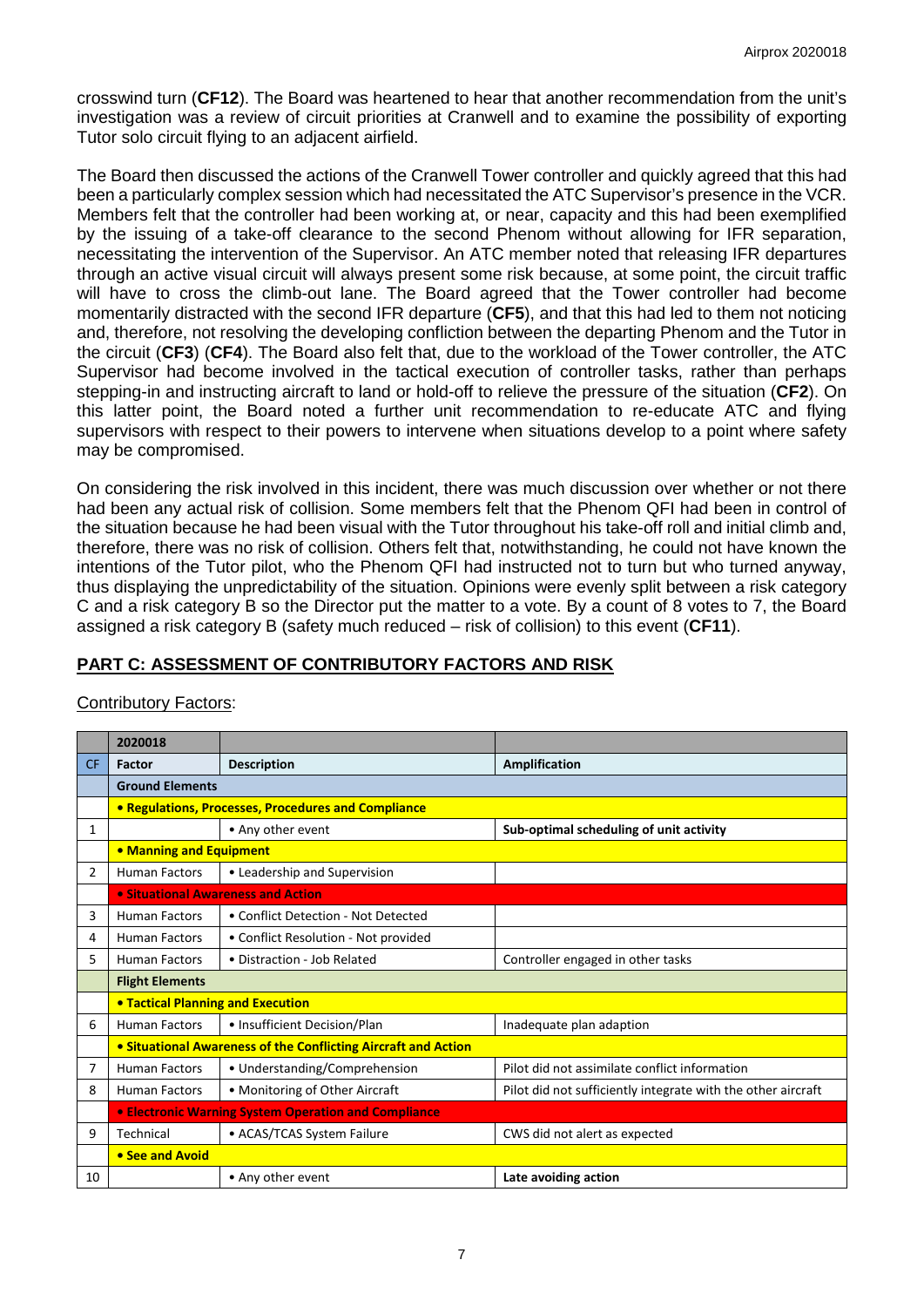crosswind turn (**CF12**). The Board was heartened to hear that another recommendation from the unit's investigation was a review of circuit priorities at Cranwell and to examine the possibility of exporting Tutor solo circuit flying to an adjacent airfield.

The Board then discussed the actions of the Cranwell Tower controller and quickly agreed that this had been a particularly complex session which had necessitated the ATC Supervisor's presence in the VCR. Members felt that the controller had been working at, or near, capacity and this had been exemplified by the issuing of a take-off clearance to the second Phenom without allowing for IFR separation, necessitating the intervention of the Supervisor. An ATC member noted that releasing IFR departures through an active visual circuit will always present some risk because, at some point, the circuit traffic will have to cross the climb-out lane. The Board agreed that the Tower controller had become momentarily distracted with the second IFR departure (**CF5**), and that this had led to them not noticing and, therefore, not resolving the developing confliction between the departing Phenom and the Tutor in the circuit (**CF3**) (**CF4**). The Board also felt that, due to the workload of the Tower controller, the ATC Supervisor had become involved in the tactical execution of controller tasks, rather than perhaps stepping-in and instructing aircraft to land or hold-off to relieve the pressure of the situation (**CF2**). On this latter point, the Board noted a further unit recommendation to re-educate ATC and flying supervisors with respect to their powers to intervene when situations develop to a point where safety may be compromised.

On considering the risk involved in this incident, there was much discussion over whether or not there had been any actual risk of collision. Some members felt that the Phenom QFI had been in control of the situation because he had been visual with the Tutor throughout his take-off roll and initial climb and, therefore, there was no risk of collision. Others felt that, notwithstanding, he could not have known the intentions of the Tutor pilot, who the Phenom QFI had instructed not to turn but who turned anyway, thus displaying the unpredictability of the situation. Opinions were evenly split between a risk category C and a risk category B so the Director put the matter to a vote. By a count of 8 votes to 7, the Board assigned a risk category B (safety much reduced – risk of collision) to this event (**CF11**).

## PART C: ASSESSMENT OF CONTRIBUTORY FACTORS AND RISK

Contributory Factors:

| | 2020018 | | |
|---|---|---|---|
| CF | Factor | Description | Amplification |
| | **Ground Elements** | | |
| | **• Regulations, Processes, Procedures and Compliance** | | |
| 1 | | • Any other event | **Sub-optimal scheduling of unit activity** |
| | **• Manning and Equipment** | | |
| 2 | Human Factors | • Leadership and Supervision | |
| | **• Situational Awareness and Action** | | |
| 3 | Human Factors | • Conflict Detection - Not Detected | |
| 4 | Human Factors | • Conflict Resolution - Not provided | |
| 5 | Human Factors | • Distraction - Job Related | Controller engaged in other tasks |
| | **Flight Elements** | | |
| | **• Tactical Planning and Execution** | | |
| 6 | Human Factors | • Insufficient Decision/Plan | Inadequate plan adaption |
| | **• Situational Awareness of the Conflicting Aircraft and Action** | | |
| 7 | Human Factors | • Understanding/Comprehension | Pilot did not assimilate conflict information |
| 8 | Human Factors | • Monitoring of Other Aircraft | Pilot did not sufficiently integrate with the other aircraft |
| | **• Electronic Warning System Operation and Compliance** | | |
| 9 | Technical | • ACAS/TCAS System Failure | CWS did not alert as expected |
| | **• See and Avoid** | | |
| 10 | | • Any other event | **Late avoiding action** |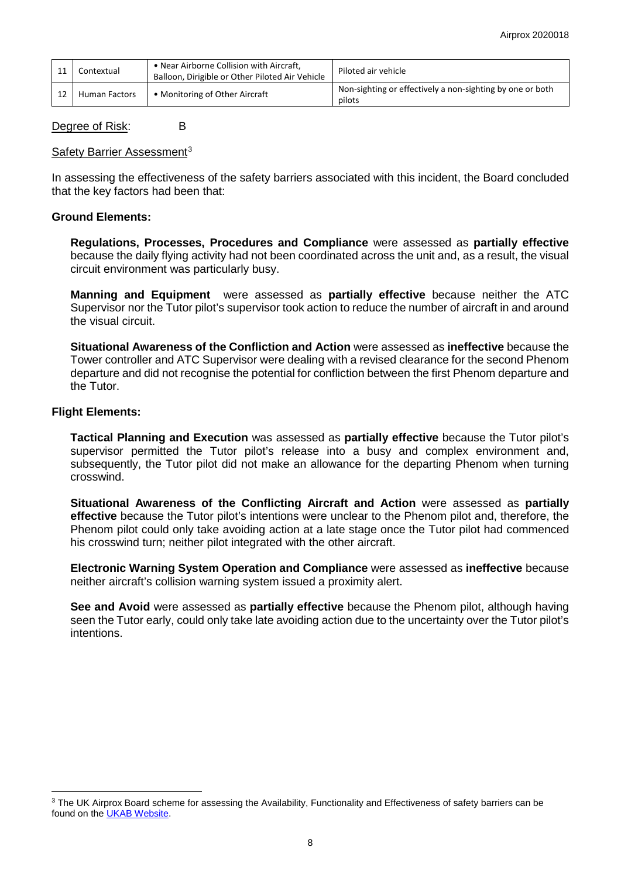| 11 | Contextual | • Near Airborne Collision with Aircraft, Balloon, Dirigible or Other Piloted Air Vehicle | Piloted air vehicle |
|---|---|---|---|
| 12 | Human Factors | • Monitoring of Other Aircraft | Non-sighting or effectively a non-sighting by one or both pilots |

Degree of Risk: B

Safety Barrier Assessment[3]

In assessing the effectiveness of the safety barriers associated with this incident, the Board concluded that the key factors had been that:

**Ground Elements:**

**Regulations, Processes, Procedures and Compliance** were assessed as **partially effective** because the daily flying activity had not been coordinated across the unit and, as a result, the visual circuit environment was particularly busy.

**Manning and Equipment** were assessed as **partially effective** because neither the ATC Supervisor nor the Tutor pilot's supervisor took action to reduce the number of aircraft in and around the visual circuit.

**Situational Awareness of the Confliction and Action** were assessed as **ineffective** because the Tower controller and ATC Supervisor were dealing with a revised clearance for the second Phenom departure and did not recognise the potential for confliction between the first Phenom departure and the Tutor.

**Flight Elements:**

**Tactical Planning and Execution** was assessed as **partially effective** because the Tutor pilot's supervisor permitted the Tutor pilot's release into a busy and complex environment and, subsequently, the Tutor pilot did not make an allowance for the departing Phenom when turning crosswind.

**Situational Awareness of the Conflicting Aircraft and Action** were assessed as **partially effective** because the Tutor pilot's intentions were unclear to the Phenom pilot and, therefore, the Phenom pilot could only take avoiding action at a late stage once the Tutor pilot had commenced his crosswind turn; neither pilot integrated with the other aircraft.

**Electronic Warning System Operation and Compliance** were assessed as **ineffective** because neither aircraft's collision warning system issued a proximity alert.

**See and Avoid** were assessed as **partially effective** because the Phenom pilot, although having seen the Tutor early, could only take late avoiding action due to the uncertainty over the Tutor pilot's intentions.

[3] The UK Airprox Board scheme for assessing the Availability, Functionality and Effectiveness of safety barriers can be found on the UKAB Website.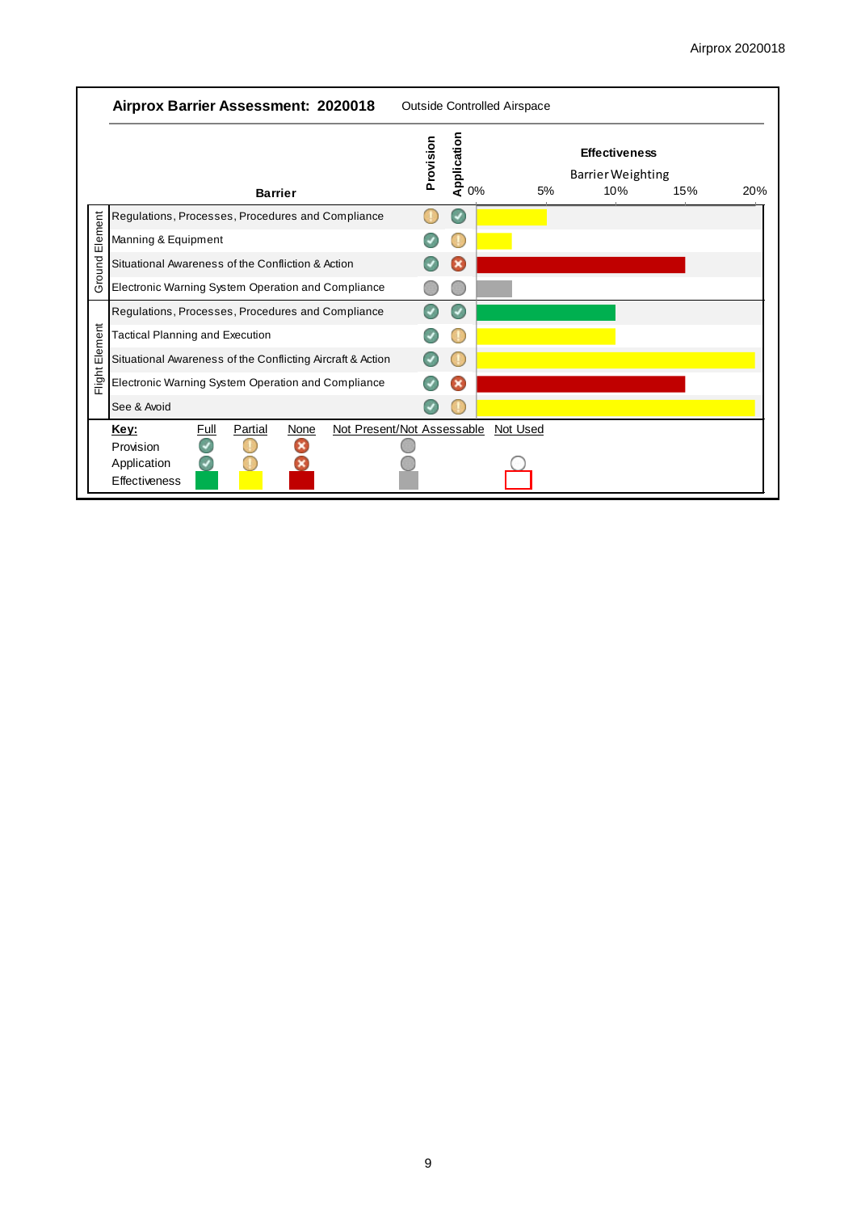**Airprox Barrier Assessment: 2020018** Outside Controlled Airspace

Barrier

Provision

Application

Effectiveness

Barrier Weighting

0% 5% 10% 15% 20%

Ground Element

Regulations, Processes, Procedures and Compliance

Manning & Equipment

Situational Awareness of the Confliction & Action

Electronic Warning System Operation and Compliance

Flight Element

Regulations, Processes, Procedures and Compliance

Tactical Planning and Execution

Situational Awareness of the Conflicting Aircraft & Action

Electronic Warning System Operation and Compliance

See & Avoid

**Key:** Full Partial None Not Present/Not Assessable Not Used

Provision

Application

Effectiveness